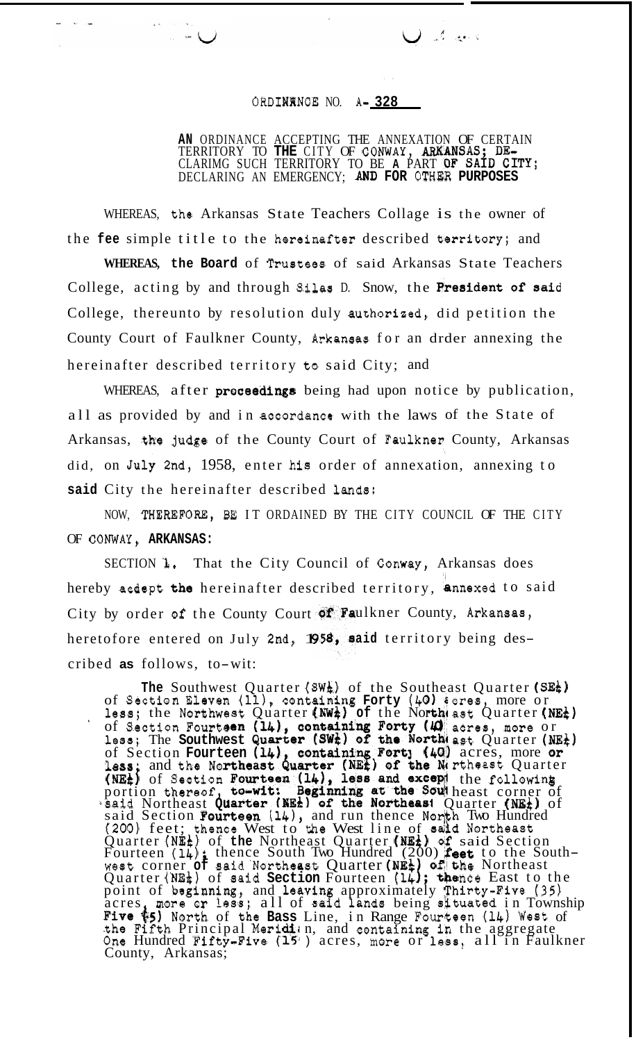# ORDINANCE NO. A- 328

**AN ORDINANCE ACCEPTING THE ANNEXATION OF CERTAIN TERRITORY TO THE CITY OF CONWAY, ARKANSAS; DECLARIMG SUCH TERRITORY TO BE A PART OF SAID CITY; DECLARING AN EMERGENCY; AND FOR OTHER PURPOSES**

WHEREAS, the Arkansas State Teachers Collage is the owner of the fee simple title to the hereinafter described territory; and

WHEREAS, the Board of Trustees of said Arkansas State Teachers College, acting by and through Silas D. Snow, the President of said College, thereunto by resolution duly authorized, did petition the County Court of Faulkner County, Arkansas for an drder annexing the hereinafter described territory to said City; and

WHEREAS, after proceedings being had upon notice by publication, all as provided by and in accordance with the laws of the State of Arkansas, the judge of the County Court of Faulkner County, Arkansas did, on July 2nd, 1958, enter his order of annexation, annexing to said City the hereinafter described lands:

NOW, THEREFORE, BE IT ORDAINED BY THE CITY COUNCIL OF THE CITY OF CONWAY, ARKANSAS:

SECTION 1. That the City Council of Conway, Arkansas does hereby accept the hereinafter described territory, annexed to said City by order of the County Court of Faulkner County, Arkansas, heretofore entered on July 2nd, 1958, said territory being described as follows, to-wit:

The Southwest Quarter (SW¼) of the Southeast Quarter (SE¼) of Section Eleven (11), containing Forty (40) acres, more or less; the Northwest Quarter (NW¼) of the Northeast Quarter (NE¼) of Section Fourteen (14), containing Forty (40) acres, more or less; The Southwest Quarter (SW¼) of the Northeast Quarter (NE¼) of Section Fourteen (14), containing Forty (40) acres, more or less; and the Northeast Quarter (NE¼) of the Northeast Quarter (NE¼) of Section Fourteen (14), less and except the following portion thereof, to-wit: Beginning at the Southeast corner of said Northeast Quarter (NE¼) of the Northeast Quarter (NE¼) of said Section Fourteen (14), and run thence North Two Hundred (200) feet; thence West to the West line of said Northeast Quarter (NE¼) of the Northeast Quarter (NE¼) of said Section Fourteen (14); thence South Two Hundred (200) feet to the Southwest corner of said Northeast Quarter (NE¼) of the Northeast Quarter (NE¼) of said Section Fourteen (14); thence East to the point of beginning, and leaving approximately Thirty-Five (35) acres, more or less; all of said lands being situated in Township Five (5) North of the Bass Line, in Range Fourteen (14) West of the Fifth Principal Meridian, and containing in the aggregate One Hundred Fifty-Five (155) acres, more or less, all in Faulkner County, Arkansas;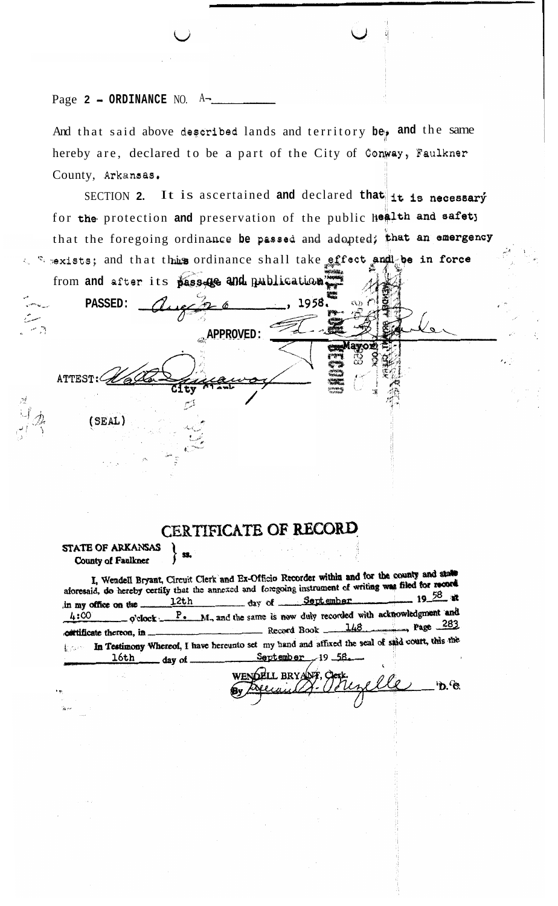Page 2 – **ORDINANCE** NO. A-\_\_\_\_\_\_\_\_

And that said above described lands and territory be, and the same hereby are, declared to be a part of the City of Conway, Faulkner County, Arkansas.

SECTION 2. It is ascertained and declared that it is necessary for the protection and preservation of the public health and safety that the foregoing ordinance be passed and adopted; that an emergency exists; and that this ordinance shall take effect and be in force from and after its passage and publication.

**PASSED:** Aug 26, 1958.

**APPROVED:** \_\_\_\_\_\_\_\_\_\_\_\_\_\_\_\_
Mayor

ATTEST: \_\_\_\_\_\_\_\_\_\_\_\_\_\_\_\_
City Clerk

(SEAL)

## CERTIFICATE OF RECORD

STATE OF ARKANSAS }
County of Faulkner } ss.

I, Wendell Bryant, Circuit Clerk and Ex-Officio Recorder within and for the county and state aforesaid, do hereby certify that the annexed and foregoing instrument of writing was filed for record in my office on the 12th day of September 19 58 at 4:00 o'clock P. M., and the same is now duly recorded with acknowledgment and certificate thereon, in Record Book 148, Page 283

In Testimony Whereof, I have hereunto set my hand and affixed the seal of said court, this the 16th day of September 19 58.

WENDELL BRYANT, Clerk.
By \_\_\_\_\_\_\_\_\_\_\_\_\_\_\_\_ D. C.